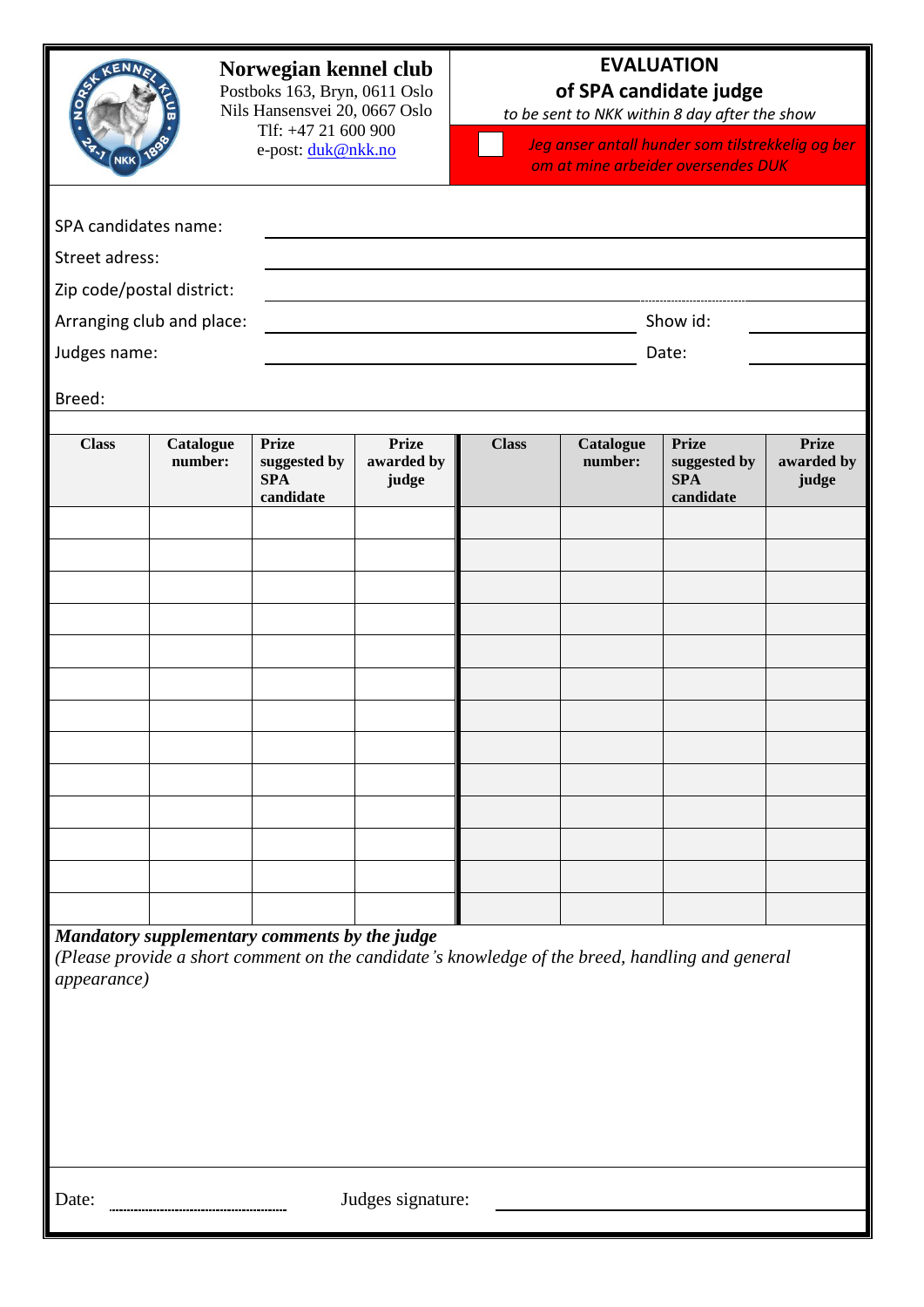**Norwegian kennel club**
Postboks 163, Bryn, 0611 Oslo
Nils Hansensvei 20, 0667 Oslo
Tlf: +47 21 600 900
e-post: duk@nkk.no

# EVALUATION
## of SPA candidate judge

*to be sent to NKK within 8 day after the show*

☐ *Jeg anser antall hunder som tilstrekkelig og ber om at mine arbeider oversendes DUK*

SPA candidates name: ______________________________

Street adress: ______________________________

Zip code/postal district: ______________________________

Arranging club and place: ______________________________ Show id: __________

Judges name: ______________________________ Date: __________

Breed:

| Class | Catalogue number: | Prize suggested by SPA candidate | Prize awarded by judge | Class | Catalogue number: | Prize suggested by SPA candidate | Prize awarded by judge |
|---|---|---|---|---|---|---|---|
| | | | | | | | |
| | | | | | | | |
| | | | | | | | |
| | | | | | | | |
| | | | | | | | |
| | | | | | | | |
| | | | | | | | |
| | | | | | | | |
| | | | | | | | |
| | | | | | | | |
| | | | | | | | |
| | | | | | | | |
| | | | | | | | |

***Mandatory supplementary comments by the judge***
*(Please provide a short comment on the candidate's knowledge of the breed, handling and general appearance)*

Date: ..................................... Judges signature: ______________________________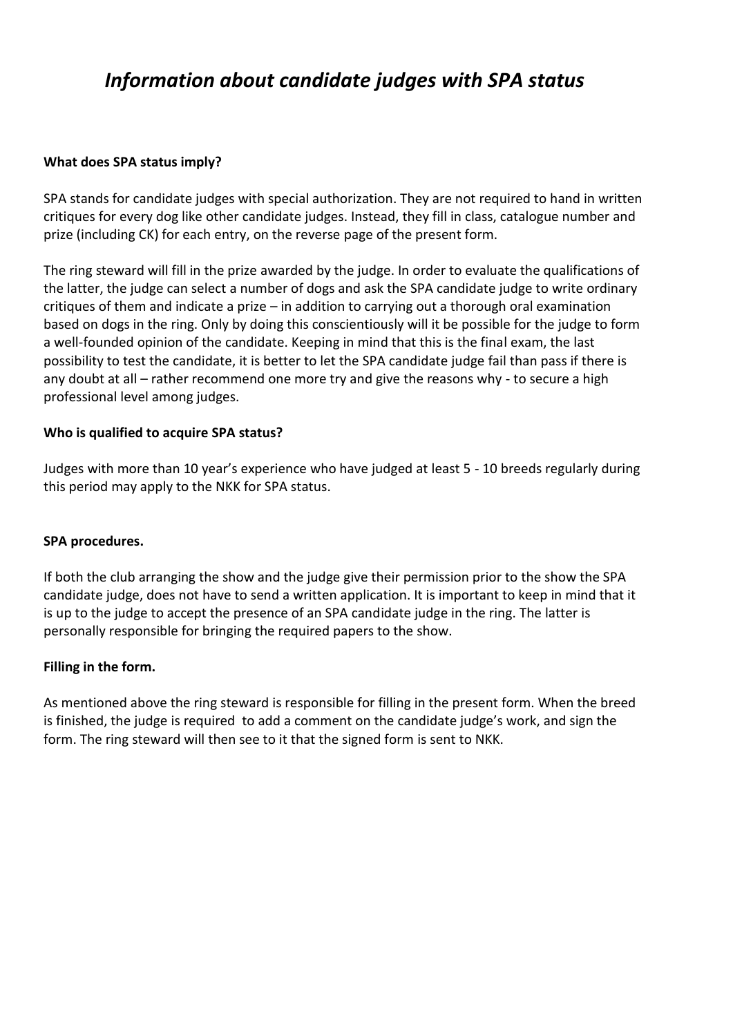# *Information about candidate judges with SPA status*

**What does SPA status imply?**

SPA stands for candidate judges with special authorization. They are not required to hand in written critiques for every dog like other candidate judges. Instead, they fill in class, catalogue number and prize (including CK) for each entry, on the reverse page of the present form.

The ring steward will fill in the prize awarded by the judge. In order to evaluate the qualifications of the latter, the judge can select a number of dogs and ask the SPA candidate judge to write ordinary critiques of them and indicate a prize – in addition to carrying out a thorough oral examination based on dogs in the ring. Only by doing this conscientiously will it be possible for the judge to form a well-founded opinion of the candidate. Keeping in mind that this is the final exam, the last possibility to test the candidate, it is better to let the SPA candidate judge fail than pass if there is any doubt at all – rather recommend one more try and give the reasons why - to secure a high professional level among judges.

**Who is qualified to acquire SPA status?**

Judges with more than 10 year's experience who have judged at least 5 - 10 breeds regularly during this period may apply to the NKK for SPA status.

**SPA procedures.**

If both the club arranging the show and the judge give their permission prior to the show the SPA candidate judge, does not have to send a written application. It is important to keep in mind that it is up to the judge to accept the presence of an SPA candidate judge in the ring. The latter is personally responsible for bringing the required papers to the show.

**Filling in the form.**

As mentioned above the ring steward is responsible for filling in the present form. When the breed is finished, the judge is required to add a comment on the candidate judge's work, and sign the form. The ring steward will then see to it that the signed form is sent to NKK.